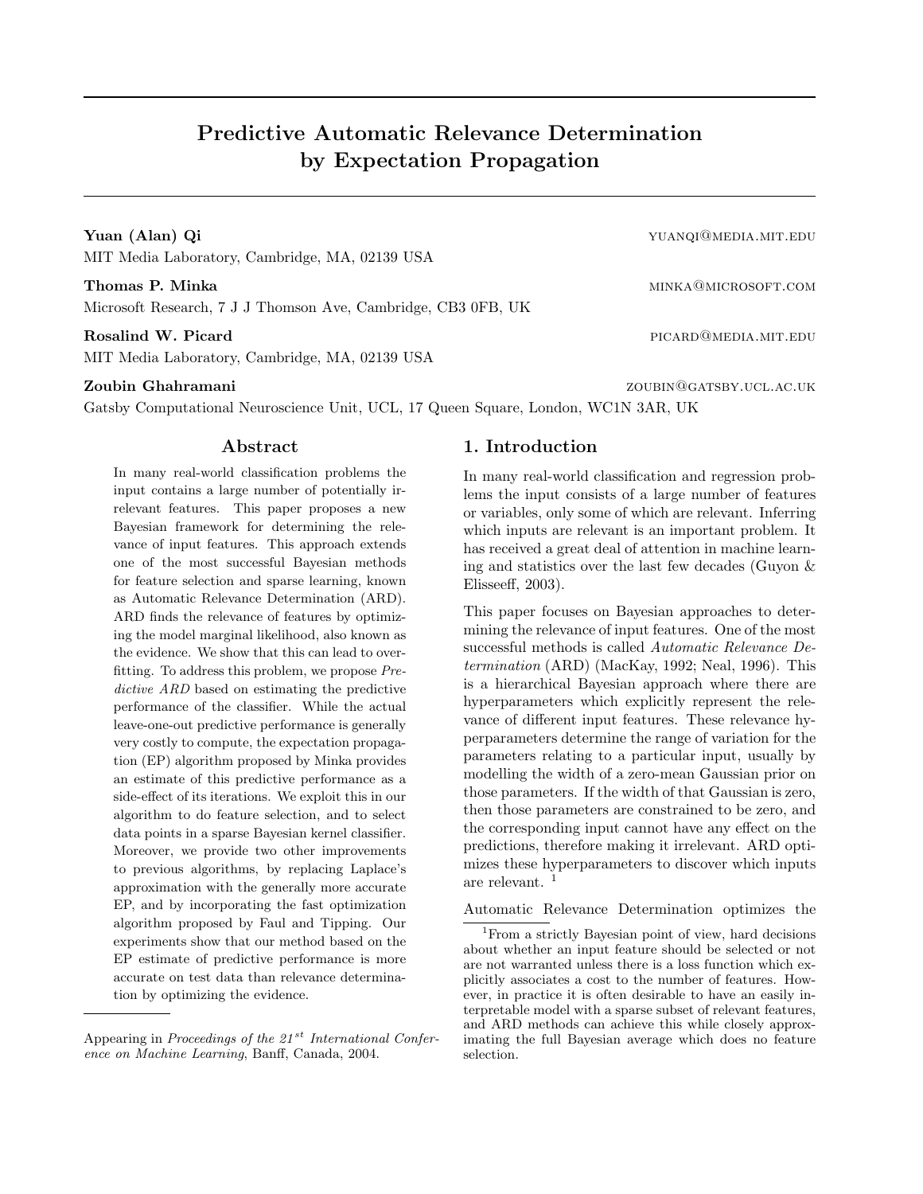# Predictive Automatic Relevance Determination by Expectation Propagation

**Yuan (Alan) Qi** YUANQI@MEDIA.MIT.EDU
MIT Media Laboratory, Cambridge, MA, 02139 USA

**Thomas P. Minka** MINKA@MICROSOFT.COM
Microsoft Research, 7 J J Thomson Ave, Cambridge, CB3 0FB, UK

**Rosalind W. Picard** PICARD@MEDIA.MIT.EDU
MIT Media Laboratory, Cambridge, MA, 02139 USA

**Zoubin Ghahramani** ZOUBIN@GATSBY.UCL.AC.UK
Gatsby Computational Neuroscience Unit, UCL, 17 Queen Square, London, WC1N 3AR, UK

## Abstract

In many real-world classification problems the input contains a large number of potentially irrelevant features. This paper proposes a new Bayesian framework for determining the relevance of input features. This approach extends one of the most successful Bayesian methods for feature selection and sparse learning, known as Automatic Relevance Determination (ARD). ARD finds the relevance of features by optimizing the model marginal likelihood, also known as the evidence. We show that this can lead to overfitting. To address this problem, we propose *Predictive ARD* based on estimating the predictive performance of the classifier. While the actual leave-one-out predictive performance is generally very costly to compute, the expectation propagation (EP) algorithm proposed by Minka provides an estimate of this predictive performance as a side-effect of its iterations. We exploit this in our algorithm to do feature selection, and to select data points in a sparse Bayesian kernel classifier. Moreover, we provide two other improvements to previous algorithms, by replacing Laplace's approximation with the generally more accurate EP, and by incorporating the fast optimization algorithm proposed by Faul and Tipping. Our experiments show that our method based on the EP estimate of predictive performance is more accurate on test data than relevance determination by optimizing the evidence.

Appearing in *Proceedings of the 21st International Conference on Machine Learning*, Banff, Canada, 2004.

## 1. Introduction

In many real-world classification and regression problems the input consists of a large number of features or variables, only some of which are relevant. Inferring which inputs are relevant is an important problem. It has received a great deal of attention in machine learning and statistics over the last few decades (Guyon & Elisseeff, 2003).

This paper focuses on Bayesian approaches to determining the relevance of input features. One of the most successful methods is called *Automatic Relevance Determination* (ARD) (MacKay, 1992; Neal, 1996). This is a hierarchical Bayesian approach where there are hyperparameters which explicitly represent the relevance of different input features. These relevance hyperparameters determine the range of variation for the parameters relating to a particular input, usually by modelling the width of a zero-mean Gaussian prior on those parameters. If the width of that Gaussian is zero, then those parameters are constrained to be zero, and the corresponding input cannot have any effect on the predictions, therefore making it irrelevant. ARD optimizes these hyperparameters to discover which inputs are relevant. [1]

Automatic Relevance Determination optimizes the

[1] From a strictly Bayesian point of view, hard decisions about whether an input feature should be selected or not are not warranted unless there is a loss function which explicitly associates a cost to the number of features. However, in practice it is often desirable to have an easily interpretable model with a sparse subset of relevant features, and ARD methods can achieve this while closely approximating the full Bayesian average which does no feature selection.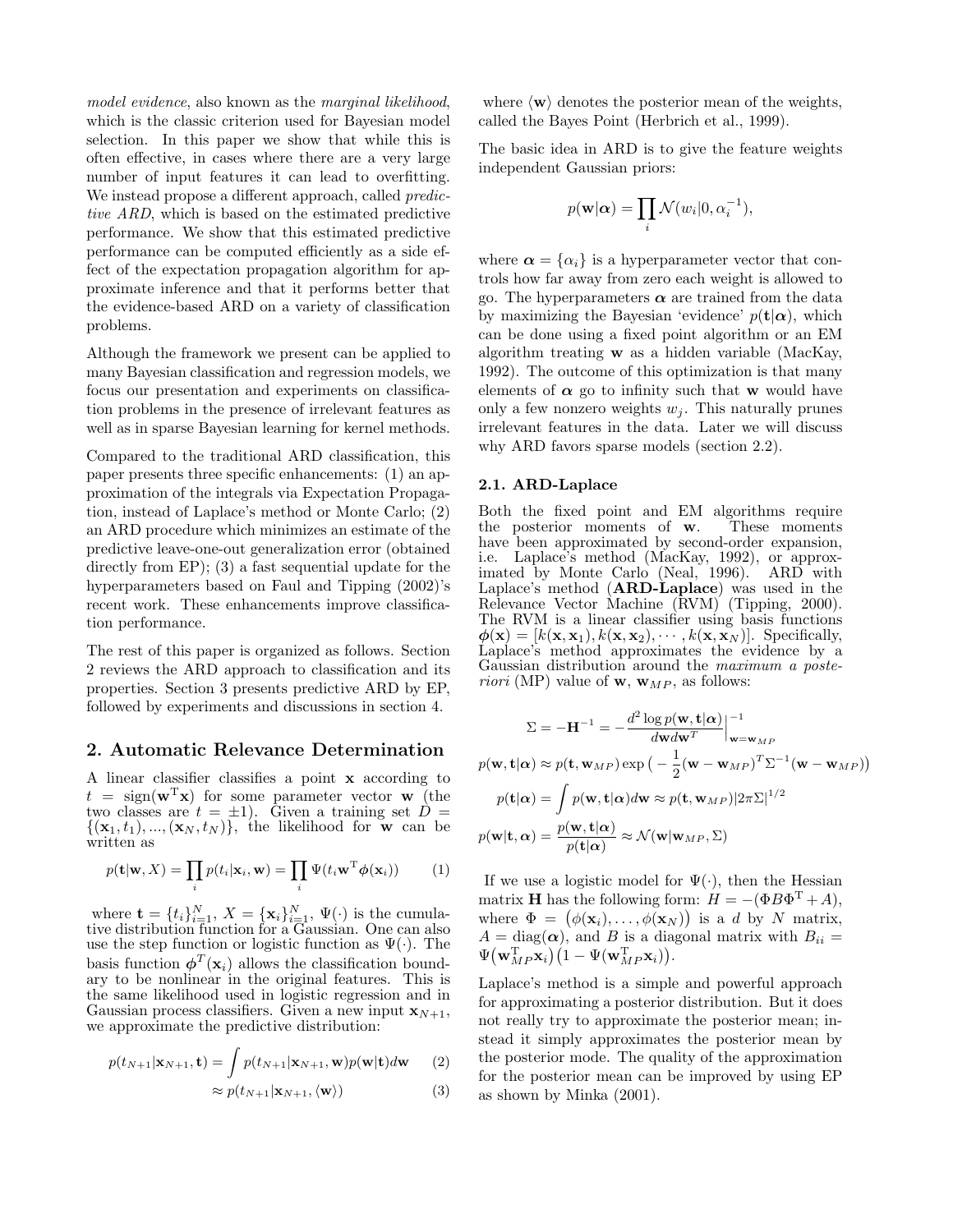*model evidence*, also known as the *marginal likelihood*, which is the classic criterion used for Bayesian model selection. In this paper we show that while this is often effective, in cases where there are a very large number of input features it can lead to overfitting. We instead propose a different approach, called *predictive ARD*, which is based on the estimated predictive performance. We show that this estimated predictive performance can be computed efficiently as a side effect of the expectation propagation algorithm for approximate inference and that it performs better that the evidence-based ARD on a variety of classification problems.

Although the framework we present can be applied to many Bayesian classification and regression models, we focus our presentation and experiments on classification problems in the presence of irrelevant features as well as in sparse Bayesian learning for kernel methods.

Compared to the traditional ARD classification, this paper presents three specific enhancements: (1) an approximation of the integrals via Expectation Propagation, instead of Laplace's method or Monte Carlo; (2) an ARD procedure which minimizes an estimate of the predictive leave-one-out generalization error (obtained directly from EP); (3) a fast sequential update for the hyperparameters based on Faul and Tipping (2002)'s recent work. These enhancements improve classification performance.

The rest of this paper is organized as follows. Section 2 reviews the ARD approach to classification and its properties. Section 3 presents predictive ARD by EP, followed by experiments and discussions in section 4.

## 2. Automatic Relevance Determination

A linear classifier classifies a point $\mathbf{x}$ according to $t = \text{sign}(\mathbf{w}^{\mathrm{T}}\mathbf{x})$ for some parameter vector $\mathbf{w}$ (the two classes are $t = \pm 1$). Given a training set $D = \{(\mathbf{x}_1, t_1), ..., (\mathbf{x}_N, t_N)\}$, the likelihood for $\mathbf{w}$ can be written as

$$p(\mathbf{t}|\mathbf{w}, X) = \prod_i p(t_i|\mathbf{x}_i, \mathbf{w}) = \prod_i \Psi(t_i \mathbf{w}^{\mathrm{T}} \boldsymbol{\phi}(\mathbf{x}_i)) \quad (1)$$

where $\mathbf{t} = \{t_i\}_{i=1}^N$, $X = \{\mathbf{x}_i\}_{i=1}^N$, $\Psi(\cdot)$ is the cumulative distribution function for a Gaussian. One can also use the step function or logistic function as $\Psi(\cdot)$. The basis function $\boldsymbol{\phi}^T(\mathbf{x}_i)$ allows the classification boundary to be nonlinear in the original features. This is the same likelihood used in logistic regression and in Gaussian process classifiers. Given a new input $\mathbf{x}_{N+1}$, we approximate the predictive distribution:

$$p(t_{N+1}|\mathbf{x}_{N+1}, \mathbf{t}) = \int p(t_{N+1}|\mathbf{x}_{N+1}, \mathbf{w}) p(\mathbf{w}|\mathbf{t}) d\mathbf{w} \quad (2)$$

$$\approx p(t_{N+1}|\mathbf{x}_{N+1}, \langle \mathbf{w} \rangle) \quad (3)$$

where $\langle \mathbf{w} \rangle$ denotes the posterior mean of the weights, called the Bayes Point (Herbrich et al., 1999).

The basic idea in ARD is to give the feature weights independent Gaussian priors:

$$p(\mathbf{w}|\boldsymbol{\alpha}) = \prod_i \mathcal{N}(w_i|0, \alpha_i^{-1}),$$

where $\boldsymbol{\alpha} = \{\alpha_i\}$ is a hyperparameter vector that controls how far away from zero each weight is allowed to go. The hyperparameters $\boldsymbol{\alpha}$ are trained from the data by maximizing the Bayesian 'evidence' $p(\mathbf{t}|\boldsymbol{\alpha})$, which can be done using a fixed point algorithm or an EM algorithm treating $\mathbf{w}$ as a hidden variable (MacKay, 1992). The outcome of this optimization is that many elements of $\boldsymbol{\alpha}$ go to infinity such that $\mathbf{w}$ would have only a few nonzero weights $w_j$. This naturally prunes irrelevant features in the data. Later we will discuss why ARD favors sparse models (section 2.2).

### 2.1. ARD-Laplace

Both the fixed point and EM algorithms require the posterior moments of $\mathbf{w}$. These moments have been approximated by second-order expansion, i.e. Laplace's method (MacKay, 1992), or approximated by Monte Carlo (Neal, 1996). ARD with Laplace's method (**ARD-Laplace**) was used in the Relevance Vector Machine (RVM) (Tipping, 2000). The RVM is a linear classifier using basis functions $\boldsymbol{\phi}(\mathbf{x}) = [k(\mathbf{x}, \mathbf{x}_1), k(\mathbf{x}, \mathbf{x}_2), \cdots, k(\mathbf{x}, \mathbf{x}_N)]$. Specifically, Laplace's method approximates the evidence by a Gaussian distribution around the *maximum a posteriori* (MP) value of $\mathbf{w}$, $\mathbf{w}_{MP}$, as follows:

$$\Sigma = -\mathbf{H}^{-1} = -\frac{d^2 \log p(\mathbf{w}, \mathbf{t}|\boldsymbol{\alpha})}{d\mathbf{w} d\mathbf{w}^T}\Big|_{\mathbf{w}=\mathbf{w}_{MP}}^{-1}$$

$$p(\mathbf{w}, \mathbf{t}|\boldsymbol{\alpha}) \approx p(\mathbf{t}, \mathbf{w}_{MP}) \exp\big(-\frac{1}{2}(\mathbf{w} - \mathbf{w}_{MP})^T \Sigma^{-1} (\mathbf{w} - \mathbf{w}_{MP})\big)$$

$$p(\mathbf{t}|\boldsymbol{\alpha}) = \int p(\mathbf{w}, \mathbf{t}|\boldsymbol{\alpha}) d\mathbf{w} \approx p(\mathbf{t}, \mathbf{w}_{MP}) |2\pi\Sigma|^{1/2}$$

$$p(\mathbf{w}|\mathbf{t}, \boldsymbol{\alpha}) = \frac{p(\mathbf{w}, \mathbf{t}|\boldsymbol{\alpha})}{p(\mathbf{t}|\boldsymbol{\alpha})} \approx \mathcal{N}(\mathbf{w}|\mathbf{w}_{MP}, \Sigma)$$

If we use a logistic model for $\Psi(\cdot)$, then the Hessian matrix $\mathbf{H}$ has the following form: $H = -(\Phi B \Phi^{\mathrm{T}} + A)$, where $\Phi = (\phi(\mathbf{x}_i), \ldots, \phi(\mathbf{x}_N))$ is a $d$ by $N$ matrix, $A = \text{diag}(\boldsymbol{\alpha})$, and $B$ is a diagonal matrix with $B_{ii} = \Psi(\mathbf{w}_{MP}^{\mathrm{T}}\mathbf{x}_i)(1 - \Psi(\mathbf{w}_{MP}^{\mathrm{T}}\mathbf{x}_i))$.

Laplace's method is a simple and powerful approach for approximating a posterior distribution. But it does not really try to approximate the posterior mean; instead it simply approximates the posterior mean by the posterior mode. The quality of the approximation for the posterior mean can be improved by using EP as shown by Minka (2001).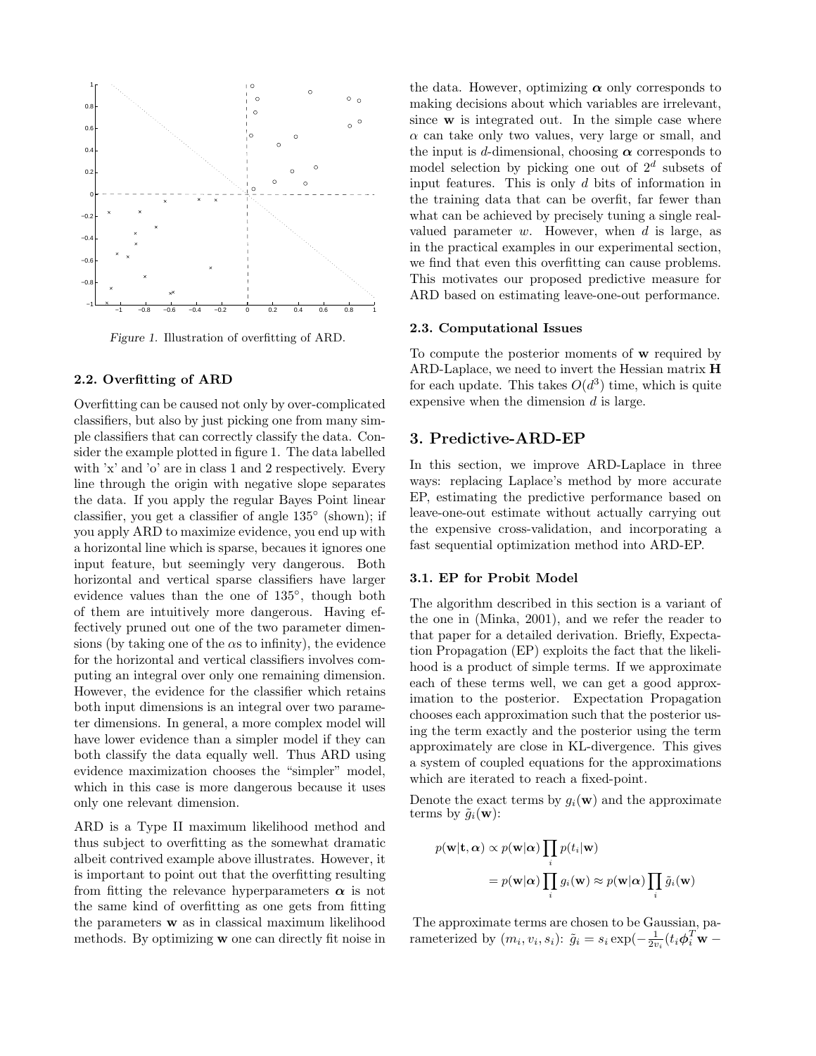Figure 1. Illustration of overfitting of ARD.

### 2.2. Overfitting of ARD

Overfitting can be caused not only by over-complicated classifiers, but also by just picking one from many simple classifiers that can correctly classify the data. Consider the example plotted in figure 1. The data labelled with 'x' and 'o' are in class 1 and 2 respectively. Every line through the origin with negative slope separates the data. If you apply the regular Bayes Point linear classifier, you get a classifier of angle 135° (shown); if you apply ARD to maximize evidence, you end up with a horizontal line which is sparse, becaues it ignores one input feature, but seemingly very dangerous. Both horizontal and vertical sparse classifiers have larger evidence values than the one of 135°, though both of them are intuitively more dangerous. Having effectively pruned out one of the two parameter dimensions (by taking one of the $\alpha$s to infinity), the evidence for the horizontal and vertical classifiers involves computing an integral over only one remaining dimension. However, the evidence for the classifier which retains both input dimensions is an integral over two parameter dimensions. In general, a more complex model will have lower evidence than a simpler model if they can both classify the data equally well. Thus ARD using evidence maximization chooses the "simpler" model, which in this case is more dangerous because it uses only one relevant dimension.

ARD is a Type II maximum likelihood method and thus subject to overfitting as the somewhat dramatic albeit contrived example above illustrates. However, it is important to point out that the overfitting resulting from fitting the relevance hyperparameters $\boldsymbol{\alpha}$ is not the same kind of overfitting as one gets from fitting the parameters $\mathbf{w}$ as in classical maximum likelihood methods. By optimizing $\mathbf{w}$ one can directly fit noise in the data. However, optimizing $\boldsymbol{\alpha}$ only corresponds to making decisions about which variables are irrelevant, since $\mathbf{w}$ is integrated out. In the simple case where $\alpha$ can take only two values, very large or small, and the input is $d$-dimensional, choosing $\boldsymbol{\alpha}$ corresponds to model selection by picking one out of $2^d$ subsets of input features. This is only $d$ bits of information in the training data that can be overfit, far fewer than what can be achieved by precisely tuning a single real-valued parameter $w$. However, when $d$ is large, as in the practical examples in our experimental section, we find that even this overfitting can cause problems. This motivates our proposed predictive measure for ARD based on estimating leave-one-out performance.

### 2.3. Computational Issues

To compute the posterior moments of $\mathbf{w}$ required by ARD-Laplace, we need to invert the Hessian matrix $\mathbf{H}$ for each update. This takes $O(d^3)$ time, which is quite expensive when the dimension $d$ is large.

## 3. Predictive-ARD-EP

In this section, we improve ARD-Laplace in three ways: replacing Laplace's method by more accurate EP, estimating the predictive performance based on leave-one-out estimate without actually carrying out the expensive cross-validation, and incorporating a fast sequential optimization method into ARD-EP.

### 3.1. EP for Probit Model

The algorithm described in this section is a variant of the one in (Minka, 2001), and we refer the reader to that paper for a detailed derivation. Briefly, Expectation Propagation (EP) exploits the fact that the likelihood is a product of simple terms. If we approximate each of these terms well, we can get a good approximation to the posterior. Expectation Propagation chooses each approximation such that the posterior using the term exactly and the posterior using the term approximately are close in KL-divergence. This gives a system of coupled equations for the approximations which are iterated to reach a fixed-point.

Denote the exact terms by $g_i(\mathbf{w})$ and the approximate terms by $\tilde{g}_i(\mathbf{w})$:

$$p(\mathbf{w}|\mathbf{t}, \boldsymbol{\alpha}) \propto p(\mathbf{w}|\boldsymbol{\alpha}) \prod_i p(t_i|\mathbf{w})$$
$$= p(\mathbf{w}|\boldsymbol{\alpha}) \prod_i g_i(\mathbf{w}) \approx p(\mathbf{w}|\boldsymbol{\alpha}) \prod_i \tilde{g}_i(\mathbf{w})$$

The approximate terms are chosen to be Gaussian, parameterized by $(m_i, v_i, s_i)$: $\tilde{g}_i = s_i \exp(-\frac{1}{2v_i}(t_i \boldsymbol{\phi}_i^T \mathbf{w} -$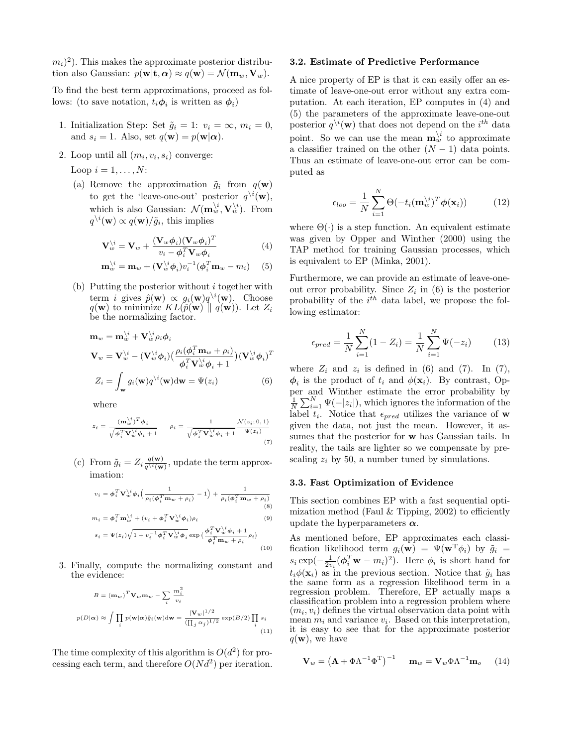$m_i)^2$). This makes the approximate posterior distribution also Gaussian: $p(\mathbf{w}|\mathbf{t}, \boldsymbol{\alpha}) \approx q(\mathbf{w}) = \mathcal{N}(\mathbf{m}_w, \mathbf{V}_w)$.

To find the best term approximations, proceed as follows: (to save notation, $t_i \boldsymbol{\phi}_i$ is written as $\boldsymbol{\phi}_i$)

1. Initialization Step: Set $\tilde{g}_i = 1$: $v_i = \infty$, $m_i = 0$, and $s_i = 1$. Also, set $q(\mathbf{w}) = p(\mathbf{w}|\boldsymbol{\alpha})$.

2. Loop until all $(m_i, v_i, s_i)$ converge:

   Loop $i = 1, \ldots, N$:

   (a) Remove the approximation $\tilde{g}_i$ from $q(\mathbf{w})$ to get the 'leave-one-out' posterior $q^{\setminus i}(\mathbf{w})$, which is also Gaussian: $\mathcal{N}(\mathbf{m}_w^{\setminus i}, \mathbf{V}_w^{\setminus i})$. From $q^{\setminus i}(\mathbf{w}) \propto q(\mathbf{w})/\tilde{g}_i$, this implies

   $$\mathbf{V}_w^{\setminus i} = \mathbf{V}_w + \frac{(\mathbf{V}_w \boldsymbol{\phi}_i)(\mathbf{V}_w \boldsymbol{\phi}_i)^T}{v_i - \boldsymbol{\phi}_i^T \mathbf{V}_w \boldsymbol{\phi}_i} \tag{4}$$

   $$\mathbf{m}_w^{\setminus i} = \mathbf{m}_w + (\mathbf{V}_w^{\setminus i} \boldsymbol{\phi}_i) v_i^{-1} (\boldsymbol{\phi}_i^T \mathbf{m}_w - m_i) \tag{5}$$

   (b) Putting the posterior without $i$ together with term $i$ gives $\hat{p}(\mathbf{w}) \propto g_i(\mathbf{w}) q^{\setminus i}(\mathbf{w})$. Choose $q(\mathbf{w})$ to minimize $KL(\hat{p}(\mathbf{w}) \parallel q(\mathbf{w}))$. Let $Z_i$ be the normalizing factor.

   $$\mathbf{m}_w = \mathbf{m}_w^{\setminus i} + \mathbf{V}_w^{\setminus i} \rho_i \boldsymbol{\phi}_i$$

   $$\mathbf{V}_w = \mathbf{V}_w^{\setminus i} - (\mathbf{V}_w^{\setminus i} \boldsymbol{\phi}_i) \Big( \frac{\rho_i (\boldsymbol{\phi}_i^T \mathbf{m}_w + \rho_i)}{\boldsymbol{\phi}_i^T \mathbf{V}_w^{\setminus i} \boldsymbol{\phi}_i + 1} \Big) (\mathbf{V}_w^{\setminus i} \boldsymbol{\phi}_i)^T$$

   $$Z_i = \int_{\mathbf{w}} g_i(\mathbf{w}) q^{\setminus i}(\mathbf{w}) d\mathbf{w} = \Psi(z_i) \tag{6}$$

   where

   $$z_i = \frac{(\mathbf{m}_w^{\setminus i})^T \boldsymbol{\phi}_i}{\sqrt{\boldsymbol{\phi}_i^T \mathbf{V}_w^{\setminus i} \boldsymbol{\phi}_i + 1}} \qquad \rho_i = \frac{1}{\sqrt{\boldsymbol{\phi}_i^T \mathbf{V}_w^{\setminus i} \boldsymbol{\phi}_i + 1}} \frac{\mathcal{N}(z_i; 0, 1)}{\Psi(z_i)} \tag{7}$$

   (c) From $\tilde{g}_i = Z_i \frac{q(\mathbf{w})}{q^{\setminus i}(\mathbf{w})}$, update the term approximation:

   $$v_i = \boldsymbol{\phi}_i^T \mathbf{V}_w^{\setminus i} \boldsymbol{\phi}_i \Big( \frac{1}{\rho_i (\boldsymbol{\phi}_i^T \mathbf{m}_w + \rho_i)} - 1 \Big) + \frac{1}{\rho_i (\boldsymbol{\phi}_i^T \mathbf{m}_w + \rho_i)} \tag{8}$$

   $$m_i = \boldsymbol{\phi}_i^T \mathbf{m}_w^{\setminus i} + (v_i + \boldsymbol{\phi}_i^T \mathbf{V}_w^{\setminus i} \boldsymbol{\phi}_i) \rho_i \tag{9}$$

   $$s_i = \Psi(z_i) \sqrt{1 + v_i^{-1} \boldsymbol{\phi}_i^T \mathbf{V}_w^{\setminus i} \boldsymbol{\phi}_i} \exp\Big( \frac{\boldsymbol{\phi}_i^T \mathbf{V}_w^{\setminus i} \boldsymbol{\phi}_i + 1}{\boldsymbol{\phi}_i^T \mathbf{m}_w + \rho_i} \rho_i \Big) \tag{10}$$

3. Finally, compute the normalizing constant and the evidence:

   $$B = (\mathbf{m}_w)^T \mathbf{V}_w \mathbf{m}_w - \sum_i \frac{m_i^2}{v_i}$$

   $$p(D|\boldsymbol{\alpha}) \approx \int \prod_i p(\mathbf{w}|\boldsymbol{\alpha}) \tilde{g}_i(\mathbf{w}) d\mathbf{w} = \frac{|\mathbf{V}_w|^{1/2}}{(\prod_j \alpha_j)^{1/2}} \exp(B/2) \prod_i s_i \tag{11}$$

The time complexity of this algorithm is $O(d^2)$ for processing each term, and therefore $O(Nd^2)$ per iteration.

### 3.2. Estimate of Predictive Performance

A nice property of EP is that it can easily offer an estimate of leave-one-out error without any extra computation. At each iteration, EP computes in (4) and (5) the parameters of the approximate leave-one-out posterior $q^{\setminus i}(\mathbf{w})$ that does not depend on the $i^{th}$ data point. So we can use the mean $\mathbf{m}_w^{\setminus i}$ to approximate a classifier trained on the other $(N-1)$ data points. Thus an estimate of leave-one-out error can be computed as

$$\epsilon_{loo} = \frac{1}{N} \sum_{i=1}^{N} \Theta(-t_i (\mathbf{m}_w^{\setminus i})^T \boldsymbol{\phi}(\mathbf{x}_i)) \tag{12}$$

where $\Theta(\cdot)$ is a step function. An equivalent estimate was given by Opper and Winther (2000) using the TAP method for training Gaussian processes, which is equivalent to EP (Minka, 2001).

Furthermore, we can provide an estimate of leave-one-out error probability. Since $Z_i$ in (6) is the posterior probability of the $i^{th}$ data label, we propose the following estimator:

$$\epsilon_{pred} = \frac{1}{N} \sum_{i=1}^{N} (1 - Z_i) = \frac{1}{N} \sum_{i=1}^{N} \Psi(-z_i) \tag{13}$$

where $Z_i$ and $z_i$ is defined in (6) and (7). In (7), $\boldsymbol{\phi}_i$ is the product of $t_i$ and $\phi(\mathbf{x}_i)$. By contrast, Opper and Winther estimate the error probability by $\frac{1}{N} \sum_{i=1}^{N} \Psi(-|z_i|)$, which ignores the information of the label $t_i$. Notice that $\epsilon_{pred}$ utilizes the variance of $\mathbf{w}$ given the data, not just the mean. However, it assumes that the posterior for $\mathbf{w}$ has Gaussian tails. In reality, the tails are lighter so we compensate by prescaling $z_i$ by 50, a number tuned by simulations.

### 3.3. Fast Optimization of Evidence

This section combines EP with a fast sequential optimization method (Faul & Tipping, 2002) to efficiently update the hyperparameters $\boldsymbol{\alpha}$.

As mentioned before, EP approximates each classification likelihood term $g_i(\mathbf{w}) = \Psi(\mathbf{w}^{\mathrm{T}} \phi_i)$ by $\tilde{g}_i = s_i \exp(-\frac{1}{2v_i}(\boldsymbol{\phi}_i^T \mathbf{w} - m_i)^2)$. Here $\phi_i$ is short hand for $t_i \phi(\mathbf{x}_i)$ as in the previous section. Notice that $\tilde{g}_i$ has the same form as a regression likelihood term in a regression problem. Therefore, EP actually maps a classification problem into a regression problem where $(m_i, v_i)$ defines the virtual observation data point with mean $m_i$ and variance $v_i$. Based on this interpretation, it is easy to see that for the approximate posterior $q(\mathbf{w})$, we have

$$\mathbf{V}_w = \left( \mathbf{A} + \Phi \Lambda^{-1} \Phi^{\mathrm{T}} \right)^{-1} \qquad \mathbf{m}_w = \mathbf{V}_w \Phi \Lambda^{-1} \mathbf{m}_o \tag{14}$$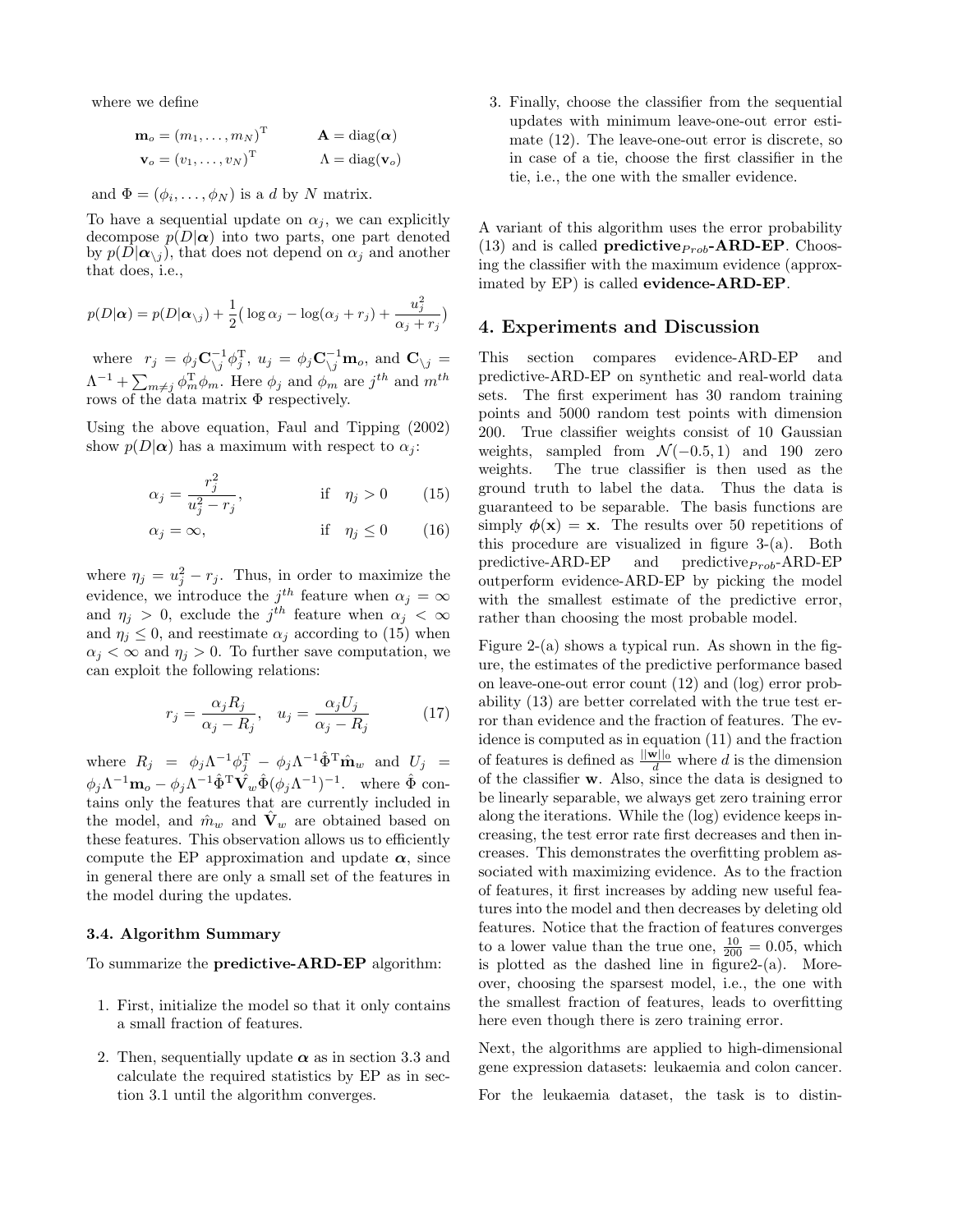where we define

$$\mathbf{m}_o = (m_1, \ldots, m_N)^{\mathrm{T}} \qquad \mathbf{A} = \mathrm{diag}(\boldsymbol{\alpha})$$
$$\mathbf{v}_o = (v_1, \ldots, v_N)^{\mathrm{T}} \qquad \Lambda = \mathrm{diag}(\mathbf{v}_o)$$

and $\Phi = (\phi_i, \ldots, \phi_N)$ is a $d$ by $N$ matrix.

To have a sequential update on $\alpha_j$, we can explicitly decompose $p(D|\boldsymbol{\alpha})$ into two parts, one part denoted by $p(D|\boldsymbol{\alpha}_{\setminus j})$, that does not depend on $\alpha_j$ and another that does, i.e.,

$$p(D|\boldsymbol{\alpha}) = p(D|\boldsymbol{\alpha}_{\setminus j}) + \frac{1}{2}\big(\log \alpha_j - \log(\alpha_j + r_j) + \frac{u_j^2}{\alpha_j + r_j}\big)$$

where $r_j = \phi_j \mathbf{C}_{\setminus j}^{-1} \phi_j^{\mathrm{T}}$, $u_j = \phi_j \mathbf{C}_{\setminus j}^{-1} \mathbf{m}_o$, and $\mathbf{C}_{\setminus j} = \Lambda^{-1} + \sum_{m \neq j} \phi_m^{\mathrm{T}} \phi_m$. Here $\phi_j$ and $\phi_m$ are $j^{th}$ and $m^{th}$ rows of the data matrix $\Phi$ respectively.

Using the above equation, Faul and Tipping (2002) show $p(D|\boldsymbol{\alpha})$ has a maximum with respect to $\alpha_j$:

$$\alpha_j = \frac{r_j^2}{u_j^2 - r_j}, \qquad \text{if} \quad \eta_j > 0 \tag{15}$$

$$\alpha_j = \infty, \qquad \text{if} \quad \eta_j \leq 0 \tag{16}$$

where $\eta_j = u_j^2 - r_j$. Thus, in order to maximize the evidence, we introduce the $j^{th}$ feature when $\alpha_j = \infty$ and $\eta_j > 0$, exclude the $j^{th}$ feature when $\alpha_j < \infty$ and $\eta_j \leq 0$, and reestimate $\alpha_j$ according to (15) when $\alpha_j < \infty$ and $\eta_j > 0$. To further save computation, we can exploit the following relations:

$$r_j = \frac{\alpha_j R_j}{\alpha_j - R_j}, \quad u_j = \frac{\alpha_j U_j}{\alpha_j - R_j} \tag{17}$$

where $R_j = \phi_j \Lambda^{-1} \phi_j^{\mathrm{T}} - \phi_j \Lambda^{-1} \hat{\Phi}^{\mathrm{T}} \hat{\mathbf{m}}_w$ and $U_j = \phi_j \Lambda^{-1} \mathbf{m}_o - \phi_j \Lambda^{-1} \hat{\Phi}^{\mathrm{T}} \hat{\mathbf{V}}_w \hat{\Phi} (\phi_j \Lambda^{-1})^{-1}$. where $\hat{\Phi}$ contains only the features that are currently included in the model, and $\hat{m}_w$ and $\hat{\mathbf{V}}_w$ are obtained based on these features. This observation allows us to efficiently compute the EP approximation and update $\boldsymbol{\alpha}$, since in general there are only a small set of the features in the model during the updates.

### 3.4. Algorithm Summary

To summarize the **predictive-ARD-EP** algorithm:

1. First, initialize the model so that it only contains a small fraction of features.
2. Then, sequentially update $\boldsymbol{\alpha}$ as in section 3.3 and calculate the required statistics by EP as in section 3.1 until the algorithm converges.
3. Finally, choose the classifier from the sequential updates with minimum leave-one-out error estimate (12). The leave-one-out error is discrete, so in case of a tie, choose the first classifier in the tie, i.e., the one with the smaller evidence.

A variant of this algorithm uses the error probability (13) and is called **predictive$_{Prob}$-ARD-EP**. Choosing the classifier with the maximum evidence (approximated by EP) is called **evidence-ARD-EP**.

## 4. Experiments and Discussion

This section compares evidence-ARD-EP and predictive-ARD-EP on synthetic and real-world data sets. The first experiment has 30 random training points and 5000 random test points with dimension 200. True classifier weights consist of 10 Gaussian weights, sampled from $\mathcal{N}(-0.5, 1)$ and 190 zero weights. The true classifier is then used as the ground truth to label the data. Thus the data is guaranteed to be separable. The basis functions are simply $\boldsymbol{\phi}(\mathbf{x}) = \mathbf{x}$. The results over 50 repetitions of this procedure are visualized in figure 3-(a). Both predictive-ARD-EP and predictive$_{Prob}$-ARD-EP outperform evidence-ARD-EP by picking the model with the smallest estimate of the predictive error, rather than choosing the most probable model.

Figure 2-(a) shows a typical run. As shown in the figure, the estimates of the predictive performance based on leave-one-out error count (12) and (log) error probability (13) are better correlated with the true test error than evidence and the fraction of features. The evidence is computed as in equation (11) and the fraction of features is defined as $\frac{||\mathbf{w}||_0}{d}$ where $d$ is the dimension of the classifier $\mathbf{w}$. Also, since the data is designed to be linearly separable, we always get zero training error along the iterations. While the (log) evidence keeps increasing, the test error rate first decreases and then increases. This demonstrates the overfitting problem associated with maximizing evidence. As to the fraction of features, it first increases by adding new useful features into the model and then decreases by deleting old features. Notice that the fraction of features converges to a lower value than the true one, $\frac{10}{200} = 0.05$, which is plotted as the dashed line in figure2-(a). Moreover, choosing the sparsest model, i.e., the one with the smallest fraction of features, leads to overfitting here even though there is zero training error.

Next, the algorithms are applied to high-dimensional gene expression datasets: leukaemia and colon cancer.

For the leukaemia dataset, the task is to distin-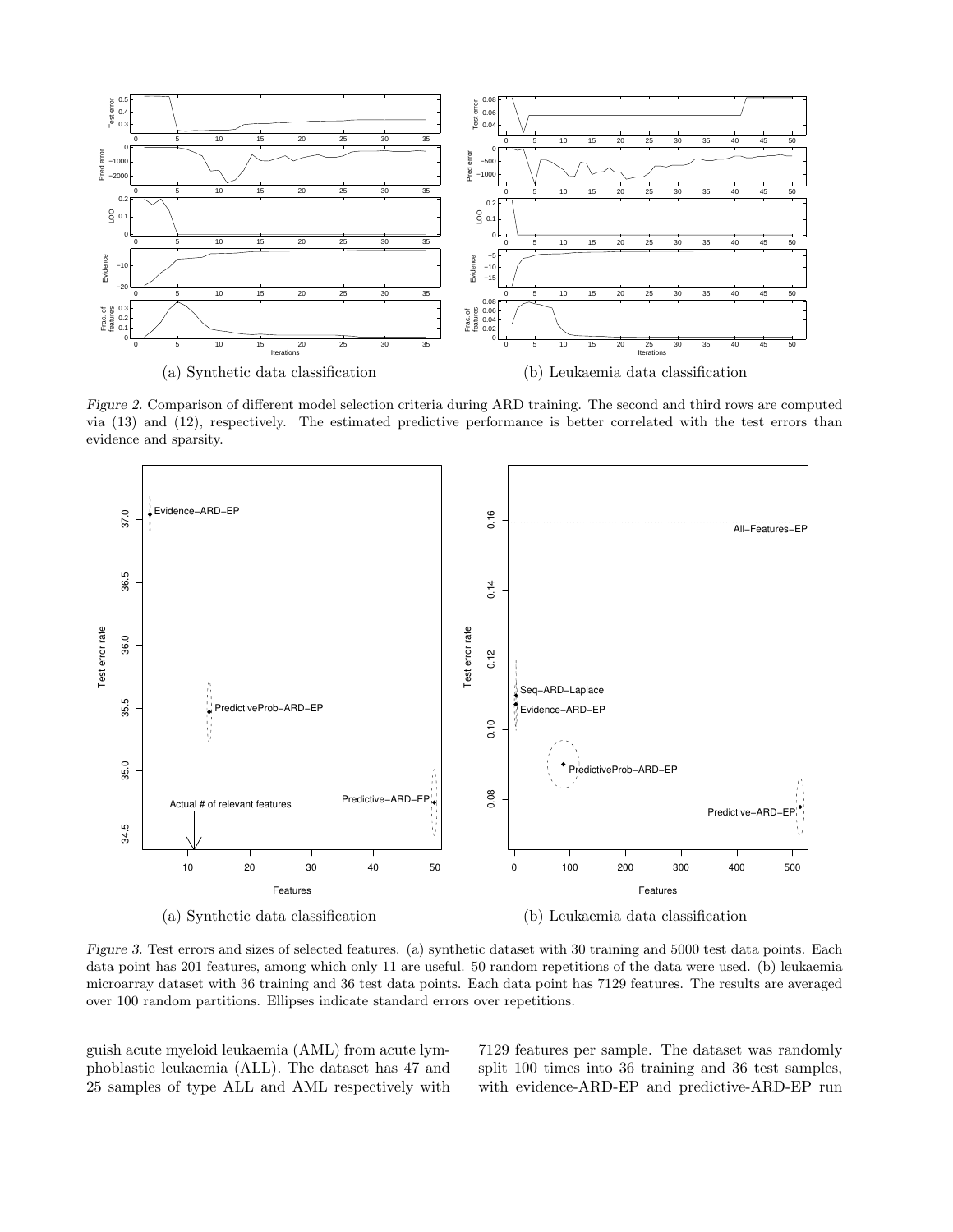(a) Synthetic data classification

(b) Leukaemia data classification

*Figure 2.* Comparison of different model selection criteria during ARD training. The second and third rows are computed via (13) and (12), respectively. The estimated predictive performance is better correlated with the test errors than evidence and sparsity.

(a) Synthetic data classification

(b) Leukaemia data classification

*Figure 3.* Test errors and sizes of selected features. (a) synthetic dataset with 30 training and 5000 test data points. Each data point has 201 features, among which only 11 are useful. 50 random repetitions of the data were used. (b) leukaemia microarray dataset with 36 training and 36 test data points. Each data point has 7129 features. The results are averaged over 100 random partitions. Ellipses indicate standard errors over repetitions.

guish acute myeloid leukaemia (AML) from acute lymphoblastic leukaemia (ALL). The dataset has 47 and 25 samples of type ALL and AML respectively with 7129 features per sample. The dataset was randomly split 100 times into 36 training and 36 test samples, with evidence-ARD-EP and predictive-ARD-EP run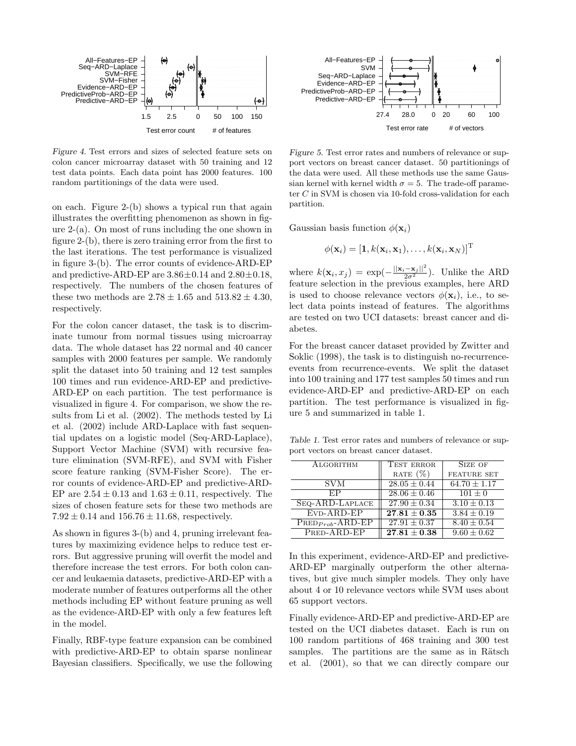*Figure 4.* Test errors and sizes of selected feature sets on colon cancer microarray dataset with 50 training and 12 test data points. Each data point has 2000 features. 100 random partitionings of the data were used.

*Figure 5.* Test error rates and numbers of relevance or support vectors on breast cancer dataset. 50 partitionings of the data were used. All these methods use the same Gaussian kernel with kernel width $\sigma = 5$. The trade-off parameter $C$ in SVM is chosen via 10-fold cross-validation for each partition.

on each. Figure 2-(b) shows a typical run that again illustrates the overfitting phenomenon as shown in figure 2-(a). On most of runs including the one shown in figure 2-(b), there is zero training error from the first to the last iterations. The test performance is visualized in figure 3-(b). The error counts of evidence-ARD-EP and predictive-ARD-EP are $3.86 \pm 0.14$ and $2.80 \pm 0.18$, respectively. The numbers of the chosen features of these two methods are $2.78 \pm 1.65$ and $513.82 \pm 4.30$, respectively.

For the colon cancer dataset, the task is to discriminate tumour from normal tissues using microarray data. The whole dataset has 22 normal and 40 cancer samples with 2000 features per sample. We randomly split the dataset into 50 training and 12 test samples 100 times and run evidence-ARD-EP and predictive-ARD-EP on each partition. The test performance is visualized in figure 4. For comparison, we show the results from Li et al. (2002). The methods tested by Li et al. (2002) include ARD-Laplace with fast sequential updates on a logistic model (Seq-ARD-Laplace), Support Vector Machine (SVM) with recursive feature elimination (SVM-RFE), and SVM with Fisher score feature ranking (SVM-Fisher Score). The error counts of evidence-ARD-EP and predictive-ARD-EP are $2.54 \pm 0.13$ and $1.63 \pm 0.11$, respectively. The sizes of chosen feature sets for these two methods are $7.92 \pm 0.14$ and $156.76 \pm 11.68$, respectively.

As shown in figures 3-(b) and 4, pruning irrelevant features by maximizing evidence helps to reduce test errors. But aggressive pruning will overfit the model and therefore increase the test errors. For both colon cancer and leukaemia datasets, predictive-ARD-EP with a moderate number of features outperforms all the other methods including EP without feature pruning as well as the evidence-ARD-EP with only a few features left in the model.

Finally, RBF-type feature expansion can be combined with predictive-ARD-EP to obtain sparse nonlinear Bayesian classifiers. Specifically, we use the following Gaussian basis function $\phi(\mathbf{x}_i)$

$$\phi(\mathbf{x}_i) = [\mathbf{1}, k(\mathbf{x}_i, \mathbf{x}_1), \ldots, k(\mathbf{x}_i, \mathbf{x}_N)]^{\mathrm{T}}$$

where $k(\mathbf{x}_i, x_j) = \exp(-\frac{||\mathbf{x}_i - \mathbf{x}_j||^2}{2\sigma^2})$. Unlike the ARD feature selection in the previous examples, here ARD is used to choose relevance vectors $\phi(\mathbf{x}_i)$, i.e., to select data points instead of features. The algorithms are tested on two UCI datasets: breast cancer and diabetes.

For the breast cancer dataset provided by Zwitter and Soklic (1998), the task is to distinguish no-recurrence-events from recurrence-events. We split the dataset into 100 training and 177 test samples 50 times and run evidence-ARD-EP and predictive-ARD-EP on each partition. The test performance is visualized in figure 5 and summarized in table 1.

*Table 1.* Test error rates and numbers of relevance or support vectors on breast cancer dataset.

| Algorithm | Test error rate (%) | Size of feature set |
|---|---|---|
| SVM | $28.05 \pm 0.44$ | $64.70 \pm 1.17$ |
| EP | $28.06 \pm 0.46$ | $101 \pm 0$ |
| Seq-ARD-Laplace | $27.90 \pm 0.34$ | $3.10 \pm 0.13$ |
| Evd-ARD-EP | $\mathbf{27.81 \pm 0.35}$ | $3.84 \pm 0.19$ |
| Pred$_{Prob}$-ARD-EP | $27.91 \pm 0.37$ | $8.40 \pm 0.54$ |
| Pred-ARD-EP | $\mathbf{27.81 \pm 0.38}$ | $9.60 \pm 0.62$ |

In this experiment, evidence-ARD-EP and predictive-ARD-EP marginally outperform the other alternatives, but give much simpler models. They only have about 4 or 10 relevance vectors while SVM uses about 65 support vectors.

Finally evidence-ARD-EP and predictive-ARD-EP are tested on the UCI diabetes dataset. Each is run on 100 random partitions of 468 training and 300 test samples. The partitions are the same as in Rätsch et al. (2001), so that we can directly compare our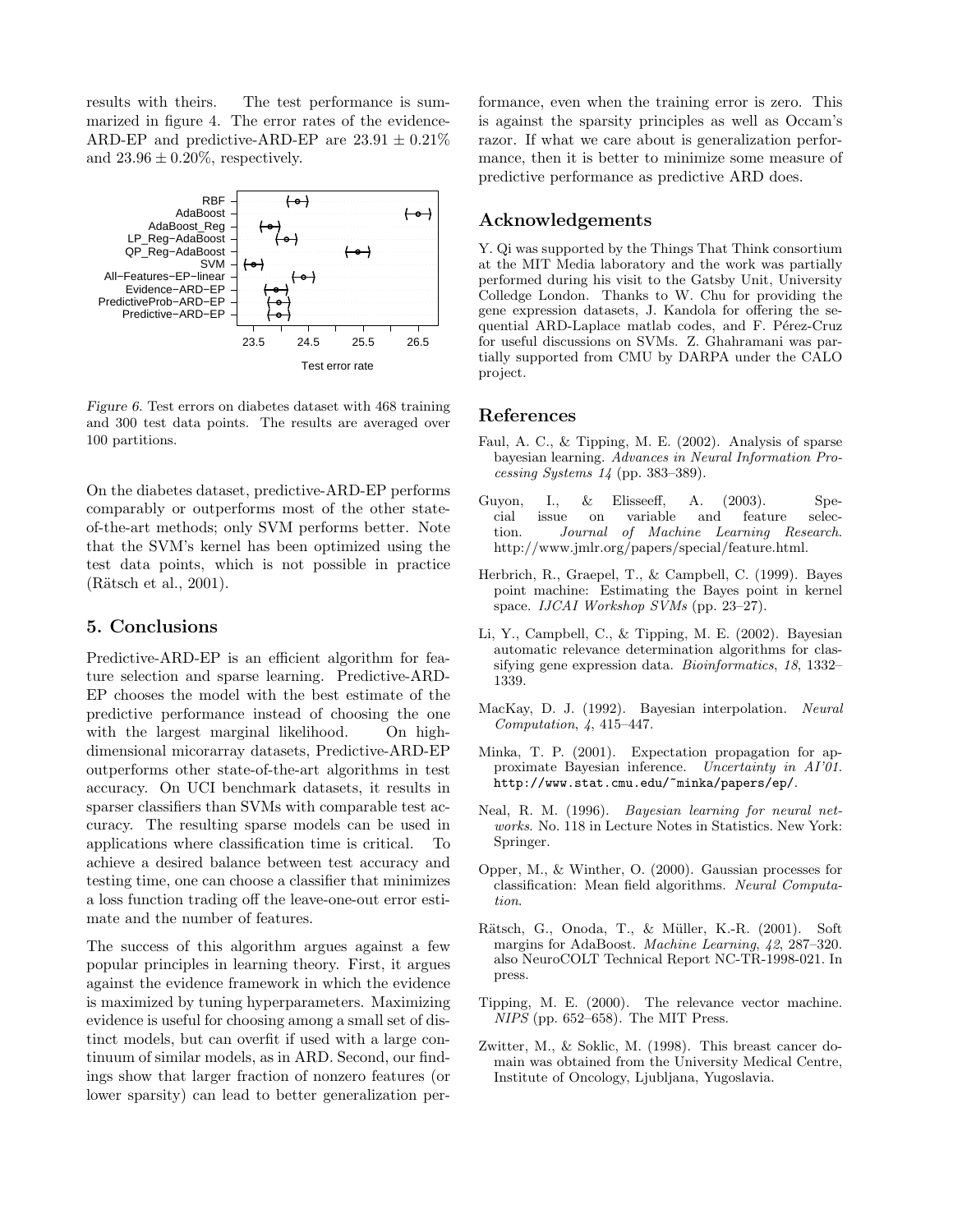results with theirs. The test performance is summarized in figure 4. The error rates of the evidence-ARD-EP and predictive-ARD-EP are $23.91 \pm 0.21\%$ and $23.96 \pm 0.20\%$, respectively.

RBF
AdaBoost
AdaBoost_Reg
LP_Reg−AdaBoost
QP_Reg−AdaBoost
SVM
All−Features−EP−linear
Evidence−ARD−EP
PredictiveProb−ARD−EP
Predictive−ARD−EP

23.5
24.5
25.5
26.5

Test error rate

*Figure 6.* Test errors on diabetes dataset with 468 training and 300 test data points. The results are averaged over 100 partitions.

On the diabetes dataset, predictive-ARD-EP performs comparably or outperforms most of the other state-of-the-art methods; only SVM performs better. Note that the SVM's kernel has been optimized using the test data points, which is not possible in practice (Rätsch et al., 2001).

## 5. Conclusions

Predictive-ARD-EP is an efficient algorithm for feature selection and sparse learning. Predictive-ARD-EP chooses the model with the best estimate of the predictive performance instead of choosing the one with the largest marginal likelihood. On high-dimensional micorarray datasets, Predictive-ARD-EP outperforms other state-of-the-art algorithms in test accuracy. On UCI benchmark datasets, it results in sparser classifiers than SVMs with comparable test accuracy. The resulting sparse models can be used in applications where classification time is critical. To achieve a desired balance between test accuracy and testing time, one can choose a classifier that minimizes a loss function trading off the leave-one-out error estimate and the number of features.

The success of this algorithm argues against a few popular principles in learning theory. First, it argues against the evidence framework in which the evidence is maximized by tuning hyperparameters. Maximizing evidence is useful for choosing among a small set of distinct models, but can overfit if used with a large continuum of similar models, as in ARD. Second, our findings show that larger fraction of nonzero features (or lower sparsity) can lead to better generalization performance, even when the training error is zero. This is against the sparsity principles as well as Occam's razor. If what we care about is generalization performance, then it is better to minimize some measure of predictive performance as predictive ARD does.

## Acknowledgements

Y. Qi was supported by the Things That Think consortium at the MIT Media laboratory and the work was partially performed during his visit to the Gatsby Unit, University Colledge London. Thanks to W. Chu for providing the gene expression datasets, J. Kandola for offering the sequential ARD-Laplace matlab codes, and F. Pérez-Cruz for useful discussions on SVMs. Z. Ghahramani was partially supported from CMU by DARPA under the CALO project.

## References

Faul, A. C., & Tipping, M. E. (2002). Analysis of sparse bayesian learning. *Advances in Neural Information Processing Systems 14* (pp. 383–389).

Guyon, I., & Elisseeff, A. (2003). Special issue on variable and feature selection. *Journal of Machine Learning Research*. http://www.jmlr.org/papers/special/feature.html.

Herbrich, R., Graepel, T., & Campbell, C. (1999). Bayes point machine: Estimating the Bayes point in kernel space. *IJCAI Workshop SVMs* (pp. 23–27).

Li, Y., Campbell, C., & Tipping, M. E. (2002). Bayesian automatic relevance determination algorithms for classifying gene expression data. *Bioinformatics*, *18*, 1332–1339.

MacKay, D. J. (1992). Bayesian interpolation. *Neural Computation*, *4*, 415–447.

Minka, T. P. (2001). Expectation propagation for approximate Bayesian inference. *Uncertainty in AI'01*. `http://www.stat.cmu.edu/~minka/papers/ep/`.

Neal, R. M. (1996). *Bayesian learning for neural networks*. No. 118 in Lecture Notes in Statistics. New York: Springer.

Opper, M., & Winther, O. (2000). Gaussian processes for classification: Mean field algorithms. *Neural Computation*.

Rätsch, G., Onoda, T., & Müller, K.-R. (2001). Soft margins for AdaBoost. *Machine Learning*, *42*, 287–320. also NeuroCOLT Technical Report NC-TR-1998-021. In press.

Tipping, M. E. (2000). The relevance vector machine. *NIPS* (pp. 652–658). The MIT Press.

Zwitter, M., & Soklic, M. (1998). This breast cancer domain was obtained from the University Medical Centre, Institute of Oncology, Ljubljana, Yugoslavia.